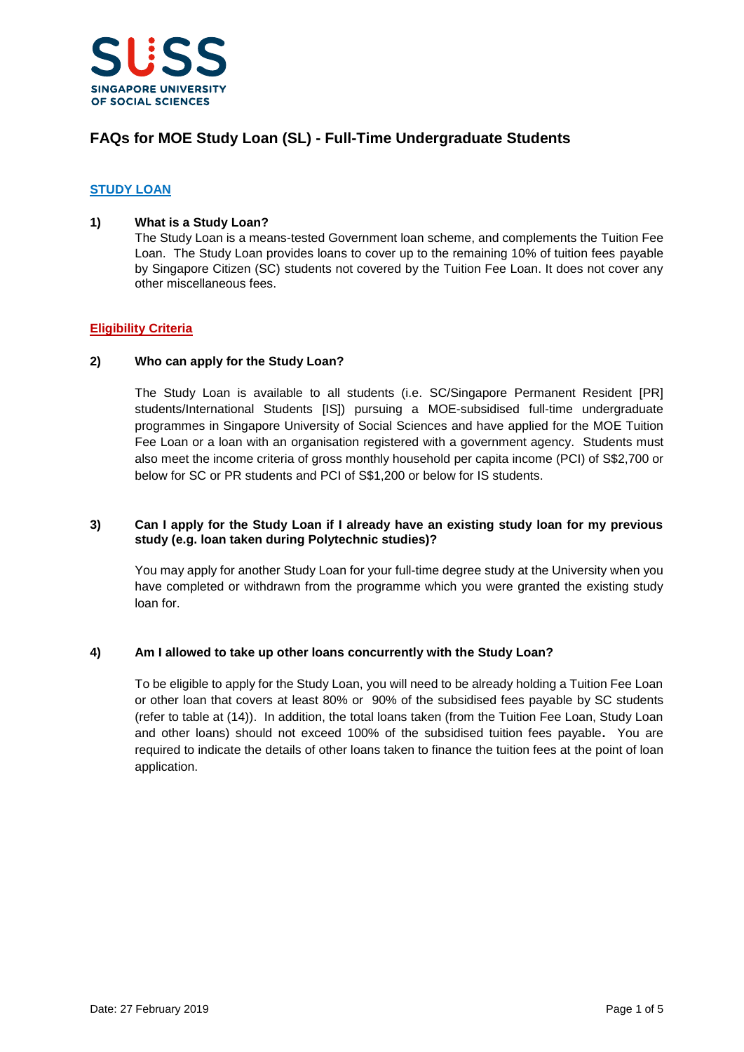SUSS

SINGAPORE UNIVERSITY OF SOCIAL SCIENCES

# FAQs for MOE Study Loan (SL) - Full-Time Undergraduate Students

## STUDY LOAN

**1) What is a Study Loan?**

The Study Loan is a means-tested Government loan scheme, and complements the Tuition Fee Loan. The Study Loan provides loans to cover up to the remaining 10% of tuition fees payable by Singapore Citizen (SC) students not covered by the Tuition Fee Loan. It does not cover any other miscellaneous fees.

## Eligibility Criteria

**2) Who can apply for the Study Loan?**

The Study Loan is available to all students (i.e. SC/Singapore Permanent Resident [PR] students/International Students [IS]) pursuing a MOE-subsidised full-time undergraduate programmes in Singapore University of Social Sciences and have applied for the MOE Tuition Fee Loan or a loan with an organisation registered with a government agency. Students must also meet the income criteria of gross monthly household per capita income (PCI) of S$2,700 or below for SC or PR students and PCI of S$1,200 or below for IS students.

**3) Can I apply for the Study Loan if I already have an existing study loan for my previous study (e.g. loan taken during Polytechnic studies)?**

You may apply for another Study Loan for your full-time degree study at the University when you have completed or withdrawn from the programme which you were granted the existing study loan for.

**4) Am I allowed to take up other loans concurrently with the Study Loan?**

To be eligible to apply for the Study Loan, you will need to be already holding a Tuition Fee Loan or other loan that covers at least 80% or 90% of the subsidised fees payable by SC students (refer to table at (14)). In addition, the total loans taken (from the Tuition Fee Loan, Study Loan and other loans) should not exceed 100% of the subsidised tuition fees payable**.** You are required to indicate the details of other loans taken to finance the tuition fees at the point of loan application.

Date: 27 February 2019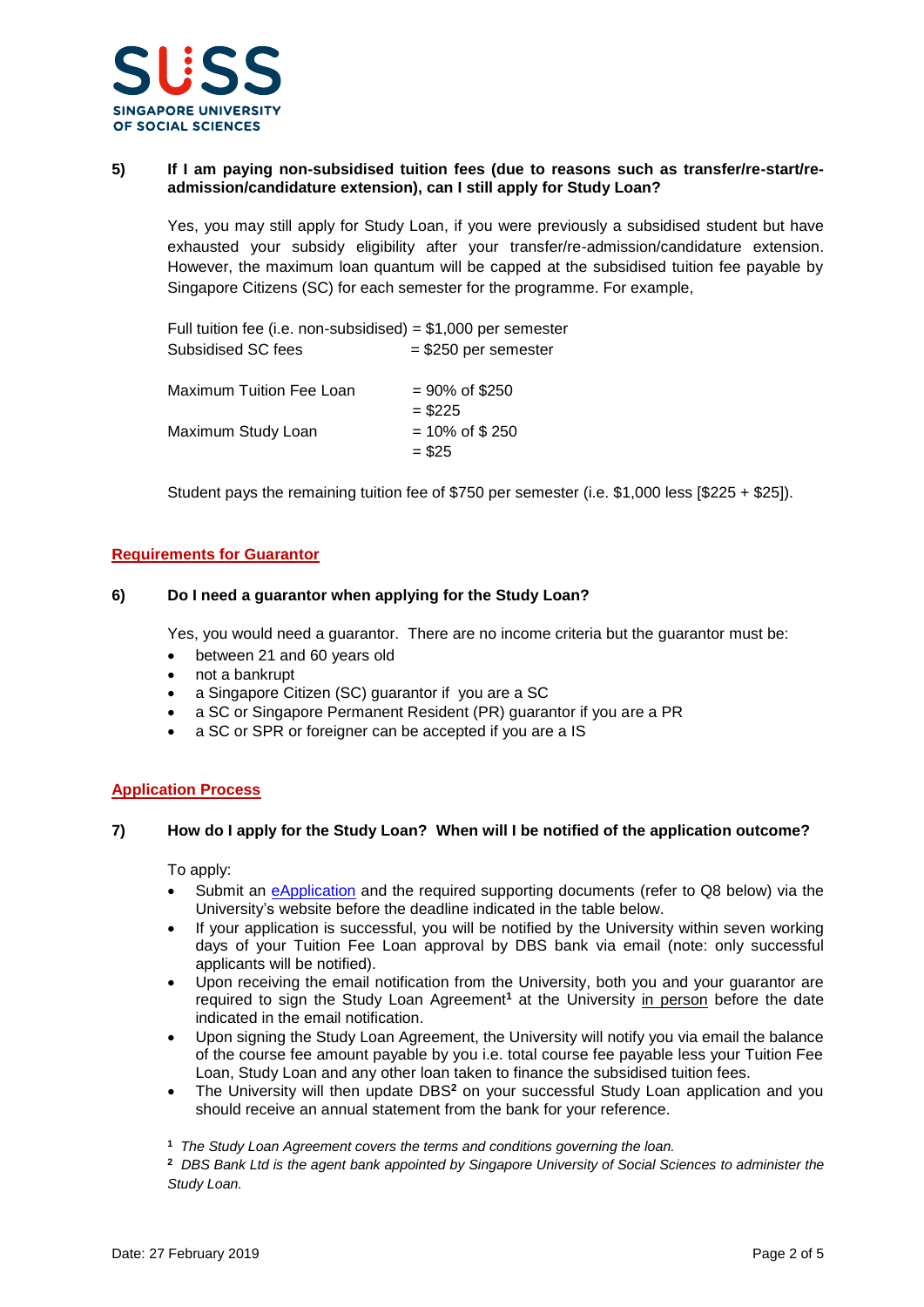**5) If I am paying non-subsidised tuition fees (due to reasons such as transfer/re-start/re-admission/candidature extension), can I still apply for Study Loan?**

Yes, you may still apply for Study Loan, if you were previously a subsidised student but have exhausted your subsidy eligibility after your transfer/re-admission/candidature extension. However, the maximum loan quantum will be capped at the subsidised tuition fee payable by Singapore Citizens (SC) for each semester for the programme. For example,

| | |
|---|---|
| Full tuition fee (i.e. non-subsidised) | = $1,000 per semester |
| Subsidised SC fees | = $250 per semester |
| | |
| Maximum Tuition Fee Loan | = 90% of $250 |
| | = $225 |
| Maximum Study Loan | = 10% of $ 250 |
| | = $25 |

Student pays the remaining tuition fee of $750 per semester (i.e. $1,000 less [$225 + $25]).

## Requirements for Guarantor

**6) Do I need a guarantor when applying for the Study Loan?**

Yes, you would need a guarantor. There are no income criteria but the guarantor must be:

- between 21 and 60 years old
- not a bankrupt
- a Singapore Citizen (SC) guarantor if you are a SC
- a SC or Singapore Permanent Resident (PR) guarantor if you are a PR
- a SC or SPR or foreigner can be accepted if you are a IS

## Application Process

**7) How do I apply for the Study Loan? When will I be notified of the application outcome?**

To apply:

- Submit an eApplication and the required supporting documents (refer to Q8 below) via the University's website before the deadline indicated in the table below.
- If your application is successful, you will be notified by the University within seven working days of your Tuition Fee Loan approval by DBS bank via email (note: only successful applicants will be notified).
- Upon receiving the email notification from the University, both you and your guarantor are required to sign the Study Loan Agreement[1] at the University in person before the date indicated in the email notification.
- Upon signing the Study Loan Agreement, the University will notify you via email the balance of the course fee amount payable by you i.e. total course fee payable less your Tuition Fee Loan, Study Loan and any other loan taken to finance the subsidised tuition fees.
- The University will then update DBS[2] on your successful Study Loan application and you should receive an annual statement from the bank for your reference.

[1] *The Study Loan Agreement covers the terms and conditions governing the loan.*

[2] *DBS Bank Ltd is the agent bank appointed by Singapore University of Social Sciences to administer the Study Loan.*

Date: 27 February 2019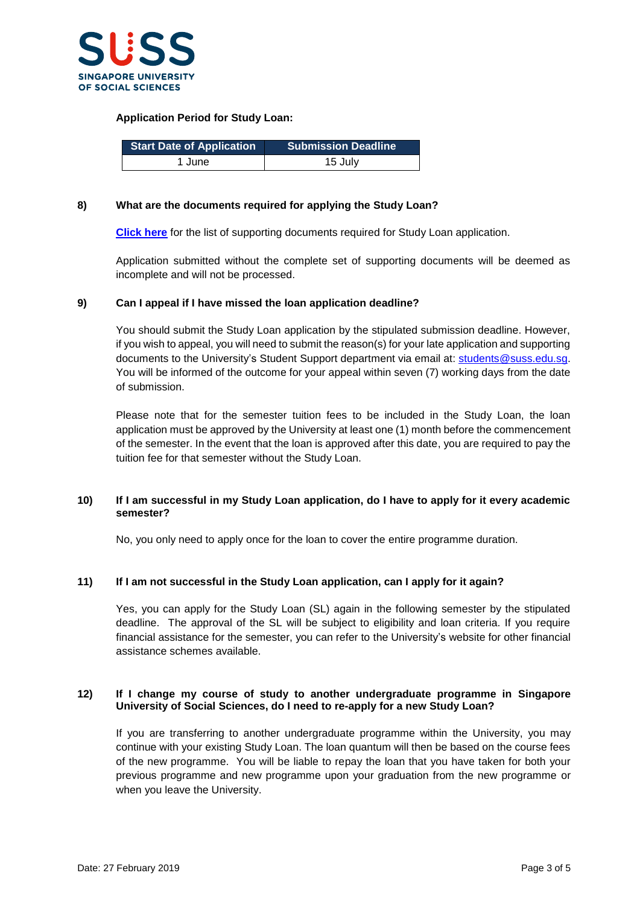**Application Period for Study Loan:**

| Start Date of Application | Submission Deadline |
|---|---|
| 1 June | 15 July |

**8) What are the documents required for applying the Study Loan?**

**Click here** for the list of supporting documents required for Study Loan application.

Application submitted without the complete set of supporting documents will be deemed as incomplete and will not be processed.

**9) Can I appeal if I have missed the loan application deadline?**

You should submit the Study Loan application by the stipulated submission deadline. However, if you wish to appeal, you will need to submit the reason(s) for your late application and supporting documents to the University's Student Support department via email at: students@suss.edu.sg. You will be informed of the outcome for your appeal within seven (7) working days from the date of submission.

Please note that for the semester tuition fees to be included in the Study Loan, the loan application must be approved by the University at least one (1) month before the commencement of the semester. In the event that the loan is approved after this date, you are required to pay the tuition fee for that semester without the Study Loan.

**10) If I am successful in my Study Loan application, do I have to apply for it every academic semester?**

No, you only need to apply once for the loan to cover the entire programme duration.

**11) If I am not successful in the Study Loan application, can I apply for it again?**

Yes, you can apply for the Study Loan (SL) again in the following semester by the stipulated deadline. The approval of the SL will be subject to eligibility and loan criteria. If you require financial assistance for the semester, you can refer to the University's website for other financial assistance schemes available.

**12) If I change my course of study to another undergraduate programme in Singapore University of Social Sciences, do I need to re-apply for a new Study Loan?**

If you are transferring to another undergraduate programme within the University, you may continue with your existing Study Loan. The loan quantum will then be based on the course fees of the new programme. You will be liable to repay the loan that you have taken for both your previous programme and new programme upon your graduation from the new programme or when you leave the University.

Date: 27 February 2019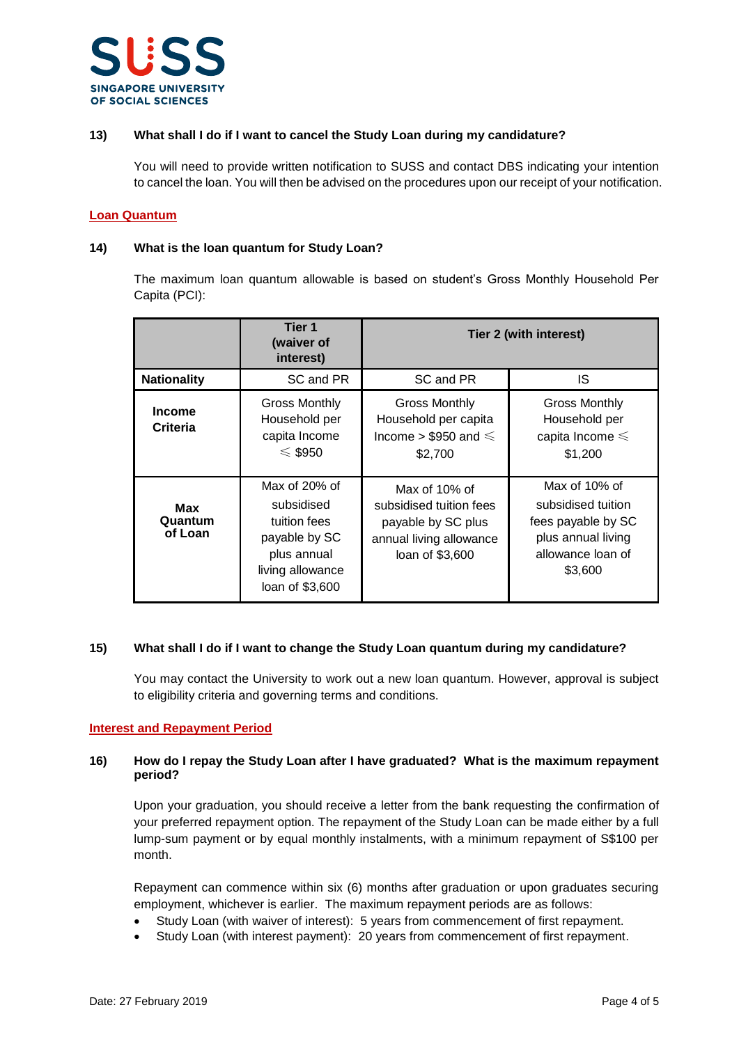**13) What shall I do if I want to cancel the Study Loan during my candidature?**

You will need to provide written notification to SUSS and contact DBS indicating your intention to cancel the loan. You will then be advised on the procedures upon our receipt of your notification.

## Loan Quantum

**14) What is the loan quantum for Study Loan?**

The maximum loan quantum allowable is based on student's Gross Monthly Household Per Capita (PCI):

| | Tier 1 (waiver of interest) | Tier 2 (with interest) | |
|---|---|---|---|
| **Nationality** | SC and PR | SC and PR | IS |
| **Income Criteria** | Gross Monthly Household per capita Income ⩽ $950 | Gross Monthly Household per capita Income > $950 and ⩽ $2,700 | Gross Monthly Household per capita Income ⩽ $1,200 |
| **Max Quantum of Loan** | Max of 20% of subsidised tuition fees payable by SC plus annual living allowance loan of $3,600 | Max of 10% of subsidised tuition fees payable by SC plus annual living allowance loan of $3,600 | Max of 10% of subsidised tuition fees payable by SC plus annual living allowance loan of $3,600 |

**15) What shall I do if I want to change the Study Loan quantum during my candidature?**

You may contact the University to work out a new loan quantum. However, approval is subject to eligibility criteria and governing terms and conditions.

## Interest and Repayment Period

**16) How do I repay the Study Loan after I have graduated? What is the maximum repayment period?**

Upon your graduation, you should receive a letter from the bank requesting the confirmation of your preferred repayment option. The repayment of the Study Loan can be made either by a full lump-sum payment or by equal monthly instalments, with a minimum repayment of S$100 per month.

Repayment can commence within six (6) months after graduation or upon graduates securing employment, whichever is earlier. The maximum repayment periods are as follows:

- Study Loan (with waiver of interest): 5 years from commencement of first repayment.
- Study Loan (with interest payment): 20 years from commencement of first repayment.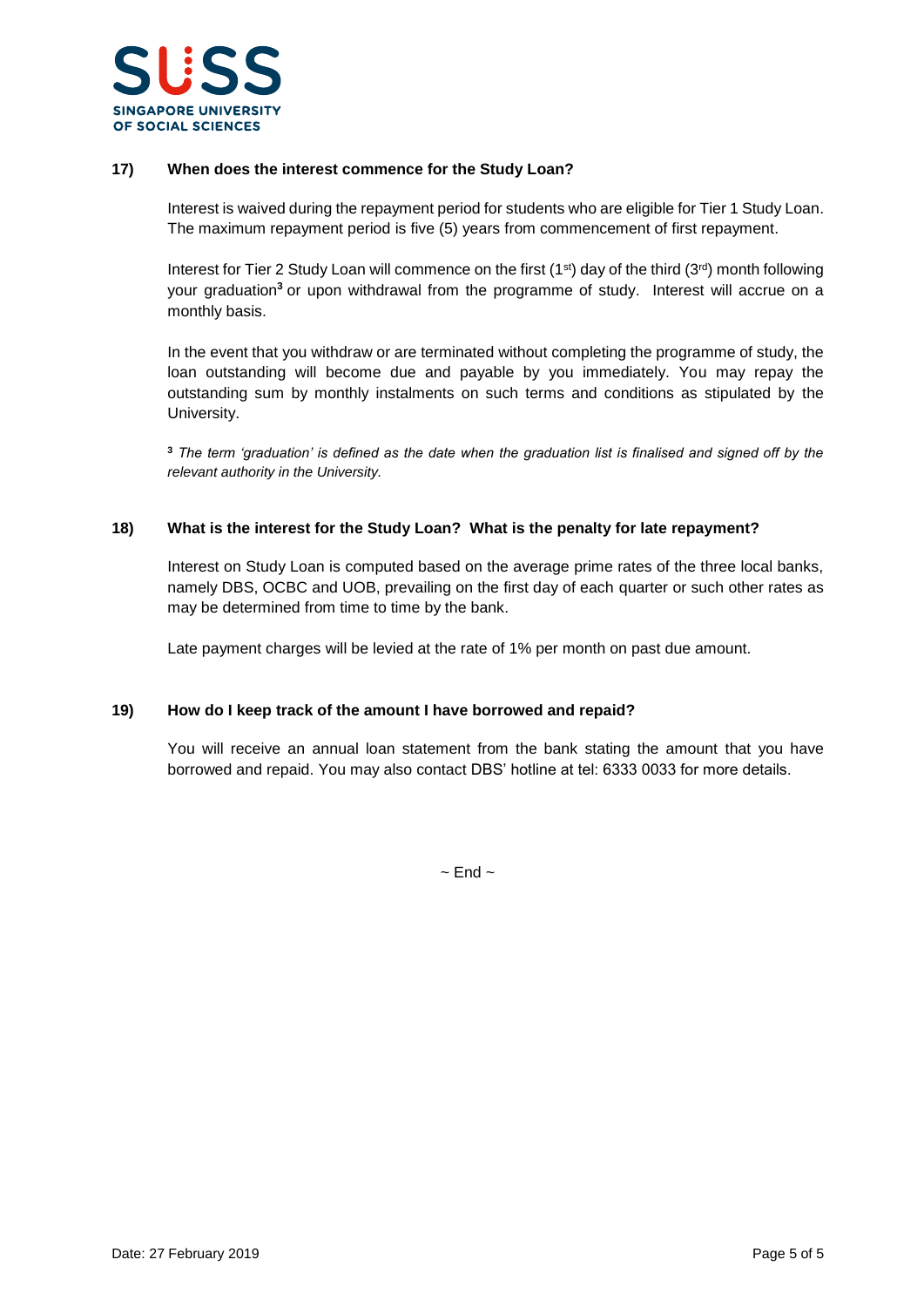**17) When does the interest commence for the Study Loan?**

Interest is waived during the repayment period for students who are eligible for Tier 1 Study Loan. The maximum repayment period is five (5) years from commencement of first repayment.

Interest for Tier 2 Study Loan will commence on the first (1st) day of the third (3rd) month following your graduation[3] or upon withdrawal from the programme of study. Interest will accrue on a monthly basis.

In the event that you withdraw or are terminated without completing the programme of study, the loan outstanding will become due and payable by you immediately. You may repay the outstanding sum by monthly instalments on such terms and conditions as stipulated by the University.

[3] *The term 'graduation' is defined as the date when the graduation list is finalised and signed off by the relevant authority in the University.*

**18) What is the interest for the Study Loan? What is the penalty for late repayment?**

Interest on Study Loan is computed based on the average prime rates of the three local banks, namely DBS, OCBC and UOB, prevailing on the first day of each quarter or such other rates as may be determined from time to time by the bank.

Late payment charges will be levied at the rate of 1% per month on past due amount.

**19) How do I keep track of the amount I have borrowed and repaid?**

You will receive an annual loan statement from the bank stating the amount that you have borrowed and repaid. You may also contact DBS' hotline at tel: 6333 0033 for more details.

~ End ~

Date: 27 February 2019